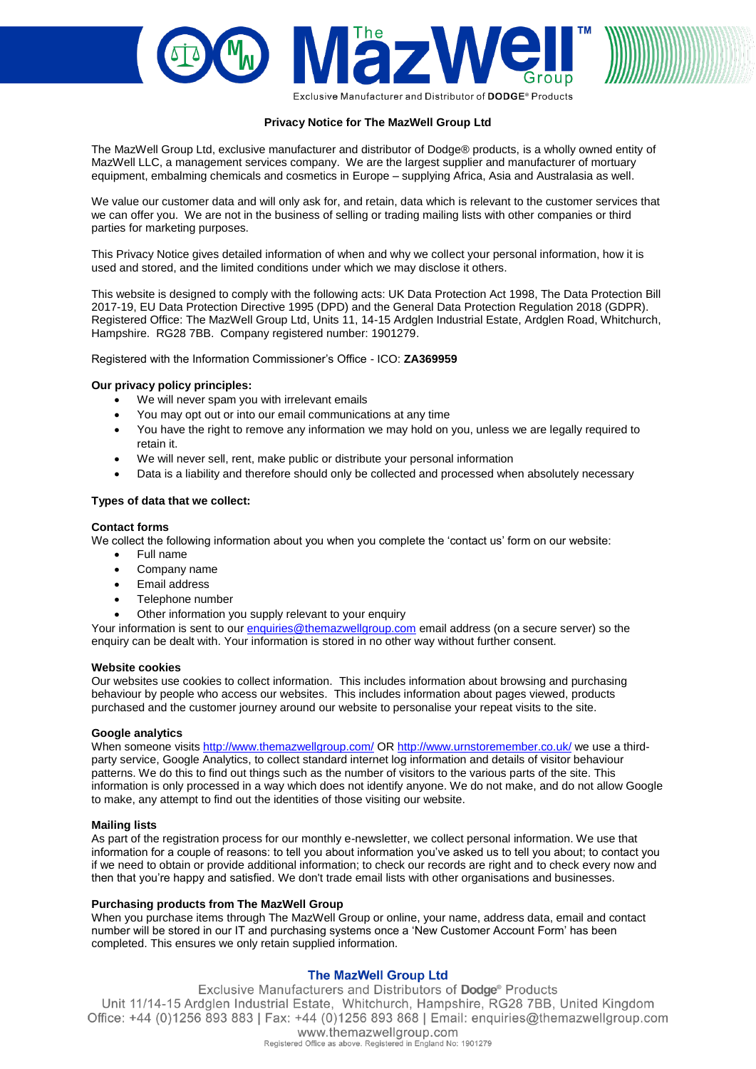# Privacy Notice for The MazWell Group Ltd

The MazWell Group Ltd, exclusive manufacturer and distributor of Dodge® products, is a wholly owned entity of MazWell LLC, a management services company. We are the largest supplier and manufacturer of mortuary equipment, embalming chemicals and cosmetics in Europe – supplying Africa, Asia and Australasia as well.

We value our customer data and will only ask for, and retain, data which is relevant to the customer services that we can offer you. We are not in the business of selling or trading mailing lists with other companies or third parties for marketing purposes.

This Privacy Notice gives detailed information of when and why we collect your personal information, how it is used and stored, and the limited conditions under which we may disclose it others.

This website is designed to comply with the following acts: UK Data Protection Act 1998, The Data Protection Bill 2017-19, EU Data Protection Directive 1995 (DPD) and the General Data Protection Regulation 2018 (GDPR). Registered Office: The MazWell Group Ltd, Units 11, 14-15 Ardglen Industrial Estate, Ardglen Road, Whitchurch, Hampshire. RG28 7BB. Company registered number: 1901279.

Registered with the Information Commissioner's Office - ICO: **ZA369959**

**Our privacy policy principles:**

- We will never spam you with irrelevant emails
- You may opt out or into our email communications at any time
- You have the right to remove any information we may hold on you, unless we are legally required to retain it.
- We will never sell, rent, make public or distribute your personal information
- Data is a liability and therefore should only be collected and processed when absolutely necessary

**Types of data that we collect:**

**Contact forms**

We collect the following information about you when you complete the 'contact us' form on our website:

- Full name
- Company name
- Email address
- Telephone number
- Other information you supply relevant to your enquiry

Your information is sent to our enquiries@themazwellgroup.com email address (on a secure server) so the enquiry can be dealt with. Your information is stored in no other way without further consent.

**Website cookies**

Our websites use cookies to collect information. This includes information about browsing and purchasing behaviour by people who access our websites. This includes information about pages viewed, products purchased and the customer journey around our website to personalise your repeat visits to the site.

**Google analytics**

When someone visits http://www.themazwellgroup.com/ OR http://www.urnstoremember.co.uk/ we use a third-party service, Google Analytics, to collect standard internet log information and details of visitor behaviour patterns. We do this to find out things such as the number of visitors to the various parts of the site. This information is only processed in a way which does not identify anyone. We do not make, and do not allow Google to make, any attempt to find out the identities of those visiting our website.

**Mailing lists**

As part of the registration process for our monthly e-newsletter, we collect personal information. We use that information for a couple of reasons: to tell you about information you've asked us to tell you about; to contact you if we need to obtain or provide additional information; to check our records are right and to check every now and then that you're happy and satisfied. We don't trade email lists with other organisations and businesses.

**Purchasing products from The MazWell Group**

When you purchase items through The MazWell Group or online, your name, address data, email and contact number will be stored in our IT and purchasing systems once a 'New Customer Account Form' has been completed. This ensures we only retain supplied information.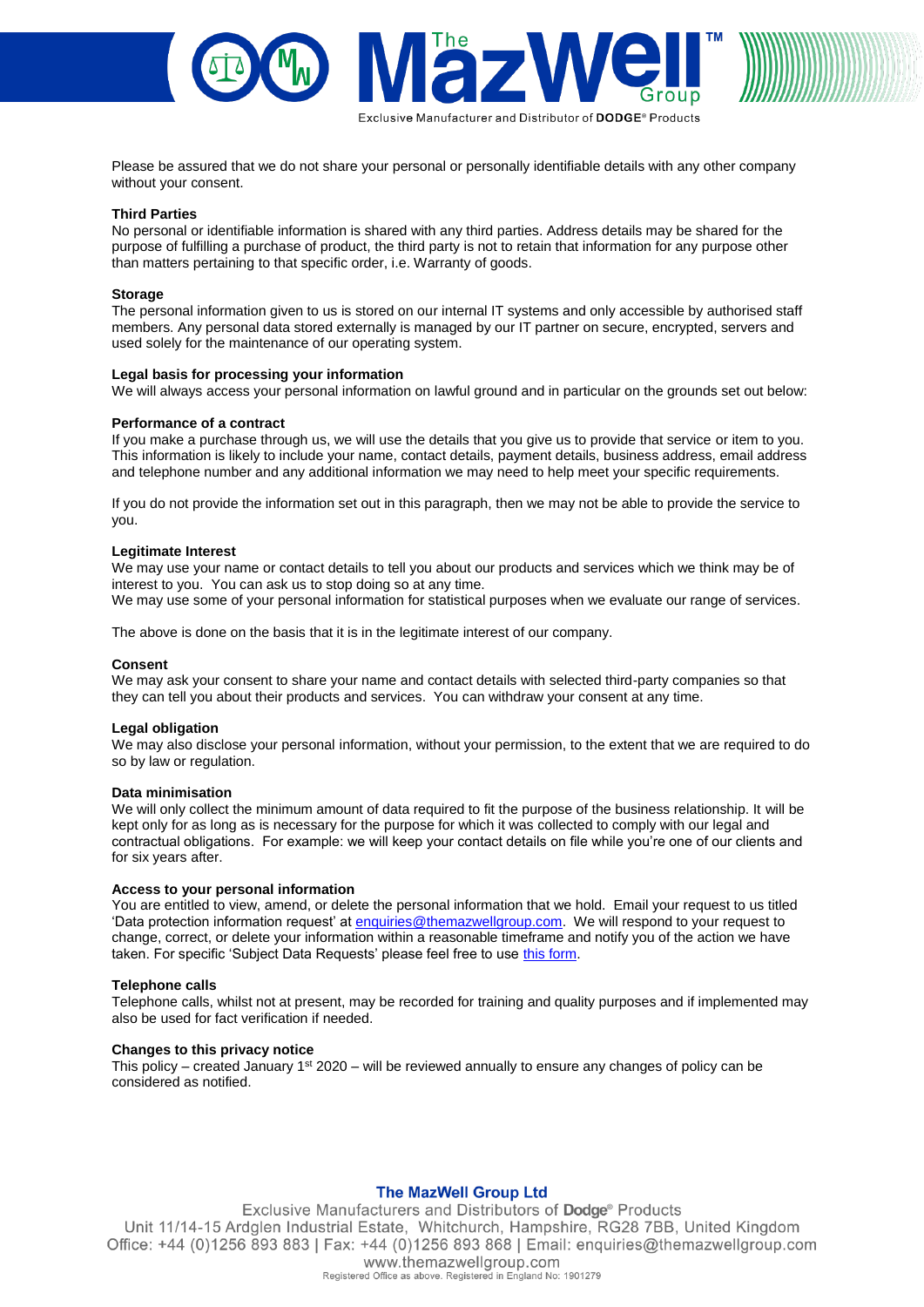Please be assured that we do not share your personal or personally identifiable details with any other company without your consent.

**Third Parties**
No personal or identifiable information is shared with any third parties. Address details may be shared for the purpose of fulfilling a purchase of product, the third party is not to retain that information for any purpose other than matters pertaining to that specific order, i.e. Warranty of goods.

**Storage**
The personal information given to us is stored on our internal IT systems and only accessible by authorised staff members. Any personal data stored externally is managed by our IT partner on secure, encrypted, servers and used solely for the maintenance of our operating system.

**Legal basis for processing your information**
We will always access your personal information on lawful ground and in particular on the grounds set out below:

**Performance of a contract**
If you make a purchase through us, we will use the details that you give us to provide that service or item to you. This information is likely to include your name, contact details, payment details, business address, email address and telephone number and any additional information we may need to help meet your specific requirements.

If you do not provide the information set out in this paragraph, then we may not be able to provide the service to you.

**Legitimate Interest**
We may use your name or contact details to tell you about our products and services which we think may be of interest to you. You can ask us to stop doing so at any time.
We may use some of your personal information for statistical purposes when we evaluate our range of services.

The above is done on the basis that it is in the legitimate interest of our company.

**Consent**
We may ask your consent to share your name and contact details with selected third-party companies so that they can tell you about their products and services. You can withdraw your consent at any time.

**Legal obligation**
We may also disclose your personal information, without your permission, to the extent that we are required to do so by law or regulation.

**Data minimisation**
We will only collect the minimum amount of data required to fit the purpose of the business relationship. It will be kept only for as long as is necessary for the purpose for which it was collected to comply with our legal and contractual obligations. For example: we will keep your contact details on file while you're one of our clients and for six years after.

**Access to your personal information**
You are entitled to view, amend, or delete the personal information that we hold. Email your request to us titled 'Data protection information request' at enquiries@themazwellgroup.com. We will respond to your request to change, correct, or delete your information within a reasonable timeframe and notify you of the action we have taken. For specific 'Subject Data Requests' please feel free to use this form.

**Telephone calls**
Telephone calls, whilst not at present, may be recorded for training and quality purposes and if implemented may also be used for fact verification if needed.

**Changes to this privacy notice**
This policy – created January 1st 2020 – will be reviewed annually to ensure any changes of policy can be considered as notified.